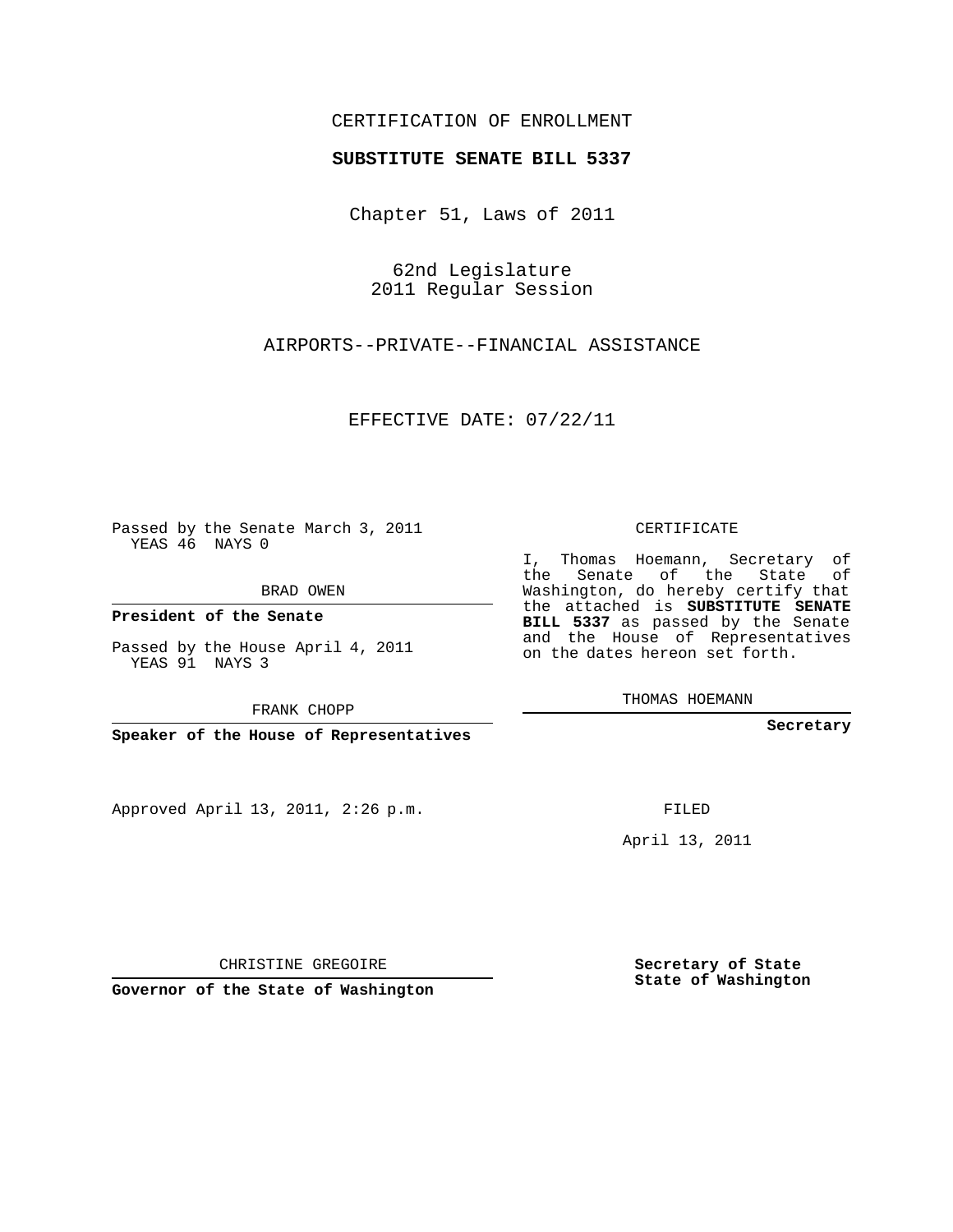CERTIFICATION OF ENROLLMENT

**SUBSTITUTE SENATE BILL 5337**

Chapter 51, Laws of 2011

62nd Legislature
2011 Regular Session

AIRPORTS--PRIVATE--FINANCIAL ASSISTANCE

EFFECTIVE DATE: 07/22/11

Passed by the Senate March 3, 2011
YEAS 46 NAYS 0

BRAD OWEN

**President of the Senate**

Passed by the House April 4, 2011
YEAS 91 NAYS 3

FRANK CHOPP

**Speaker of the House of Representatives**

Approved April 13, 2011, 2:26 p.m.

CHRISTINE GREGOIRE

**Governor of the State of Washington**

CERTIFICATE

I, Thomas Hoemann, Secretary of the Senate of the State of Washington, do hereby certify that the attached is **SUBSTITUTE SENATE BILL 5337** as passed by the Senate and the House of Representatives on the dates hereon set forth.

THOMAS HOEMANN

**Secretary**

FILED

April 13, 2011

**Secretary of State**
**State of Washington**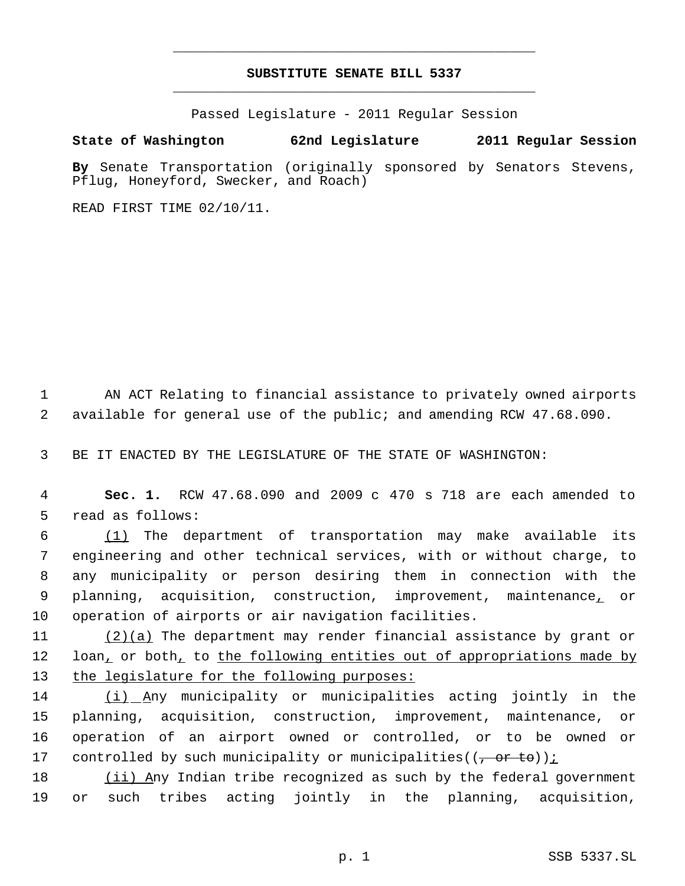# SUBSTITUTE SENATE BILL 5337

Passed Legislature - 2011 Regular Session

**State of Washington 62nd Legislature 2011 Regular Session**

**By** Senate Transportation (originally sponsored by Senators Stevens, Pflug, Honeyford, Swecker, and Roach)

READ FIRST TIME 02/10/11.

AN ACT Relating to financial assistance to privately owned airports available for general use of the public; and amending RCW 47.68.090.

BE IT ENACTED BY THE LEGISLATURE OF THE STATE OF WASHINGTON:

**Sec. 1.** RCW 47.68.090 and 2009 c 470 s 718 are each amended to read as follows:

(1) The department of transportation may make available its engineering and other technical services, with or without charge, to any municipality or person desiring them in connection with the planning, acquisition, construction, improvement, maintenance, or operation of airports or air navigation facilities.

(2)(a) The department may render financial assistance by grant or loan, or both, to the following entities out of appropriations made by the legislature for the following purposes:

(i) Any municipality or municipalities acting jointly in the planning, acquisition, construction, improvement, maintenance, or operation of an airport owned or controlled, or to be owned or controlled by such municipality or municipalities((, or to));

(ii) Any Indian tribe recognized as such by the federal government or such tribes acting jointly in the planning, acquisition,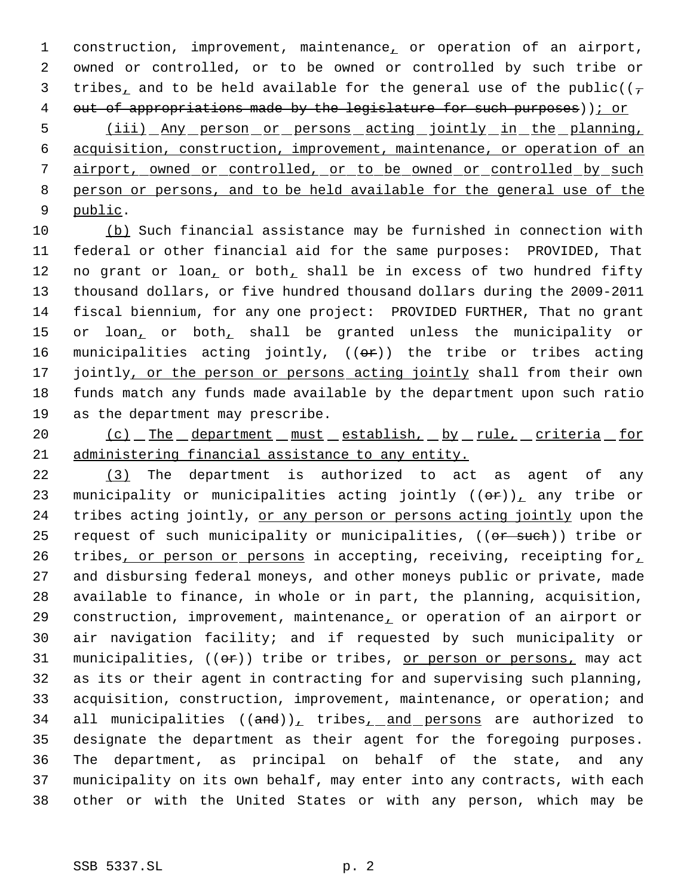construction, improvement, maintenance, or operation of an airport, owned or controlled, or to be owned or controlled by such tribe or tribes, and to be held available for the general use of the public((, out of appropriations made by the legislature for such purposes)); or

(iii) Any person or persons acting jointly in the planning, acquisition, construction, improvement, maintenance, or operation of an airport, owned or controlled, or to be owned or controlled by such person or persons, and to be held available for the general use of the public.

(b) Such financial assistance may be furnished in connection with federal or other financial aid for the same purposes: PROVIDED, That no grant or loan, or both, shall be in excess of two hundred fifty thousand dollars, or five hundred thousand dollars during the 2009-2011 fiscal biennium, for any one project: PROVIDED FURTHER, That no grant or loan, or both, shall be granted unless the municipality or municipalities acting jointly, ((or)) the tribe or tribes acting jointly, or the person or persons acting jointly shall from their own funds match any funds made available by the department upon such ratio as the department may prescribe.

(c) The department must establish, by rule, criteria for administering financial assistance to any entity.

(3) The department is authorized to act as agent of any municipality or municipalities acting jointly ((or)), any tribe or tribes acting jointly, or any person or persons acting jointly upon the request of such municipality or municipalities, ((or such)) tribe or tribes, or person or persons in accepting, receiving, receipting for, and disbursing federal moneys, and other moneys public or private, made available to finance, in whole or in part, the planning, acquisition, construction, improvement, maintenance, or operation of an airport or air navigation facility; and if requested by such municipality or municipalities, ((or)) tribe or tribes, or person or persons, may act as its or their agent in contracting for and supervising such planning, acquisition, construction, improvement, maintenance, or operation; and all municipalities ((and)), tribes, and persons are authorized to designate the department as their agent for the foregoing purposes. The department, as principal on behalf of the state, and any municipality on its own behalf, may enter into any contracts, with each other or with the United States or with any person, which may be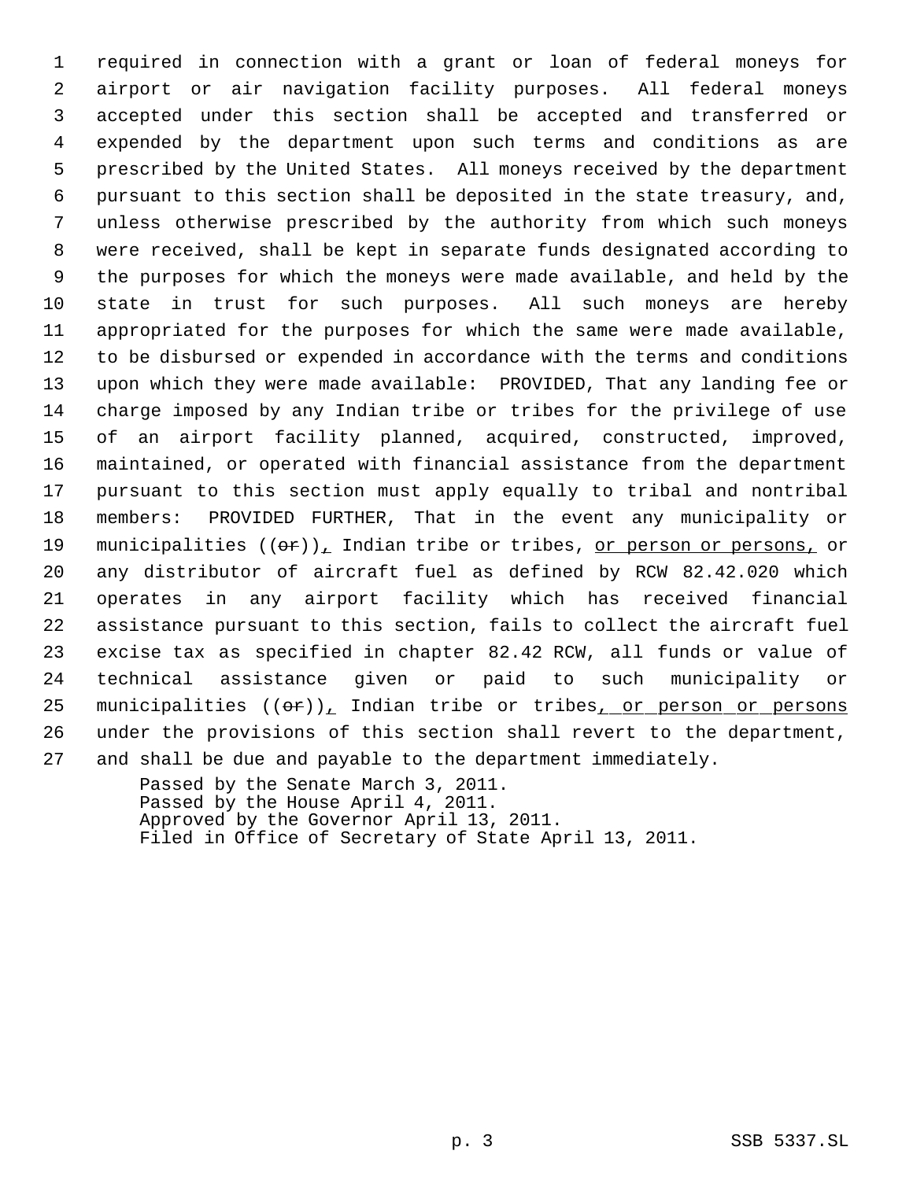required in connection with a grant or loan of federal moneys for airport or air navigation facility purposes. All federal moneys accepted under this section shall be accepted and transferred or expended by the department upon such terms and conditions as are prescribed by the United States. All moneys received by the department pursuant to this section shall be deposited in the state treasury, and, unless otherwise prescribed by the authority from which such moneys were received, shall be kept in separate funds designated according to the purposes for which the moneys were made available, and held by the state in trust for such purposes. All such moneys are hereby appropriated for the purposes for which the same were made available, to be disbursed or expended in accordance with the terms and conditions upon which they were made available: PROVIDED, That any landing fee or charge imposed by any Indian tribe or tribes for the privilege of use of an airport facility planned, acquired, constructed, improved, maintained, or operated with financial assistance from the department pursuant to this section must apply equally to tribal and nontribal members: PROVIDED FURTHER, That in the event any municipality or municipalities ((~~or~~))<u>,</u> Indian tribe or tribes, <u>or person or persons,</u> or any distributor of aircraft fuel as defined by RCW 82.42.020 which operates in any airport facility which has received financial assistance pursuant to this section, fails to collect the aircraft fuel excise tax as specified in chapter 82.42 RCW, all funds or value of technical assistance given or paid to such municipality or municipalities ((~~or~~))<u>,</u> Indian tribe or tribes<u>, or person or persons</u> under the provisions of this section shall revert to the department, and shall be due and payable to the department immediately.

Passed by the Senate March 3, 2011.
Passed by the House April 4, 2011.
Approved by the Governor April 13, 2011.
Filed in Office of Secretary of State April 13, 2011.